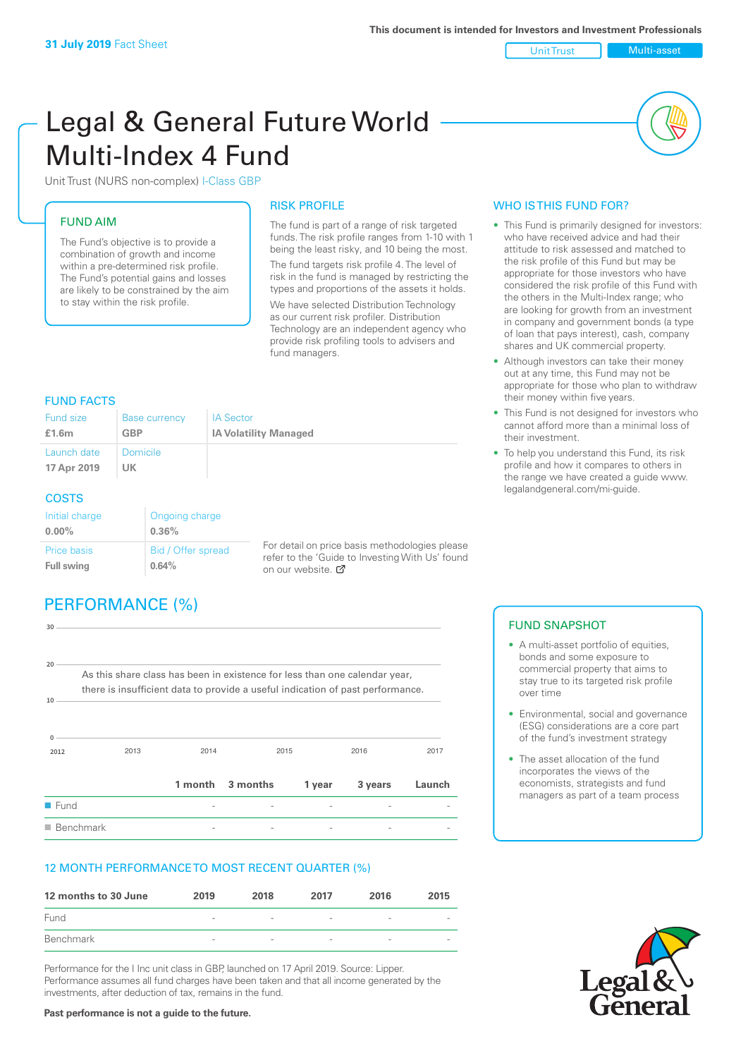**31 July 2019** Fact Sheet

**This document is intended for Investors and Investment Professionals**

Unit Trust | Multi-asset

# Legal & General Future World Multi-Index 4 Fund

Unit Trust (NURS non-complex) I-Class GBP

## FUND AIM

The Fund's objective is to provide a combination of growth and income within a pre-determined risk profile. The Fund's potential gains and losses are likely to be constrained by the aim to stay within the risk profile.

## RISK PROFILE

The fund is part of a range of risk targeted funds. The risk profile ranges from 1-10 with 1 being the least risky, and 10 being the most.

The fund targets risk profile 4. The level of risk in the fund is managed by restricting the types and proportions of the assets it holds.

We have selected Distribution Technology as our current risk profiler. Distribution Technology are an independent agency who provide risk profiling tools to advisers and fund managers.

## WHO IS THIS FUND FOR?

- This Fund is primarily designed for investors: who have received advice and had their attitude to risk assessed and matched to the risk profile of this Fund but may be appropriate for those investors who have considered the risk profile of this Fund with the others in the Multi-Index range; who are looking for growth from an investment in company and government bonds (a type of loan that pays interest), cash, company shares and UK commercial property.
- Although investors can take their money out at any time, this Fund may not be appropriate for those who plan to withdraw their money within five years.
- This Fund is not designed for investors who cannot afford more than a minimal loss of their investment.
- To help you understand this Fund, its risk profile and how it compares to others in the range we have created a guide www.legalandgeneral.com/mi-guide.

## FUND FACTS

| Fund size | Base currency | IA Sector |
|---|---|---|
| **£1.6m** | **GBP** | **IA Volatility Managed** |
| Launch date | Domicile | |
| **17 Apr 2019** | **UK** | |

## COSTS

| Initial charge | Ongoing charge |
|---|---|
| **0.00%** | **0.36%** |
| Price basis | Bid / Offer spread |
| **Full swing** | **0.64%** |

For detail on price basis methodologies please refer to the 'Guide to Investing With Us' found on our website.

## PERFORMANCE (%)

As this share class has been in existence for less than one calendar year, there is insufficient data to provide a useful indication of past performance.

| | 1 month | 3 months | 1 year | 3 years | Launch |
|---|---|---|---|---|---|
| Fund | - | - | - | - | - |
| Benchmark | - | - | - | - | - |

## 12 MONTH PERFORMANCE TO MOST RECENT QUARTER (%)

| 12 months to 30 June | 2019 | 2018 | 2017 | 2016 | 2015 |
|---|---|---|---|---|---|
| Fund | - | - | - | - | - |
| Benchmark | - | - | - | - | - |

Performance for the I Inc unit class in GBP, launched on 17 April 2019. Source: Lipper. Performance assumes all fund charges have been taken and that all income generated by the investments, after deduction of tax, remains in the fund.

**Past performance is not a guide to the future.**

## FUND SNAPSHOT

- A multi-asset portfolio of equities, bonds and some exposure to commercial property that aims to stay true to its targeted risk profile over time
- Environmental, social and governance (ESG) considerations are a core part of the fund's investment strategy
- The asset allocation of the fund incorporates the views of the economists, strategists and fund managers as part of a team process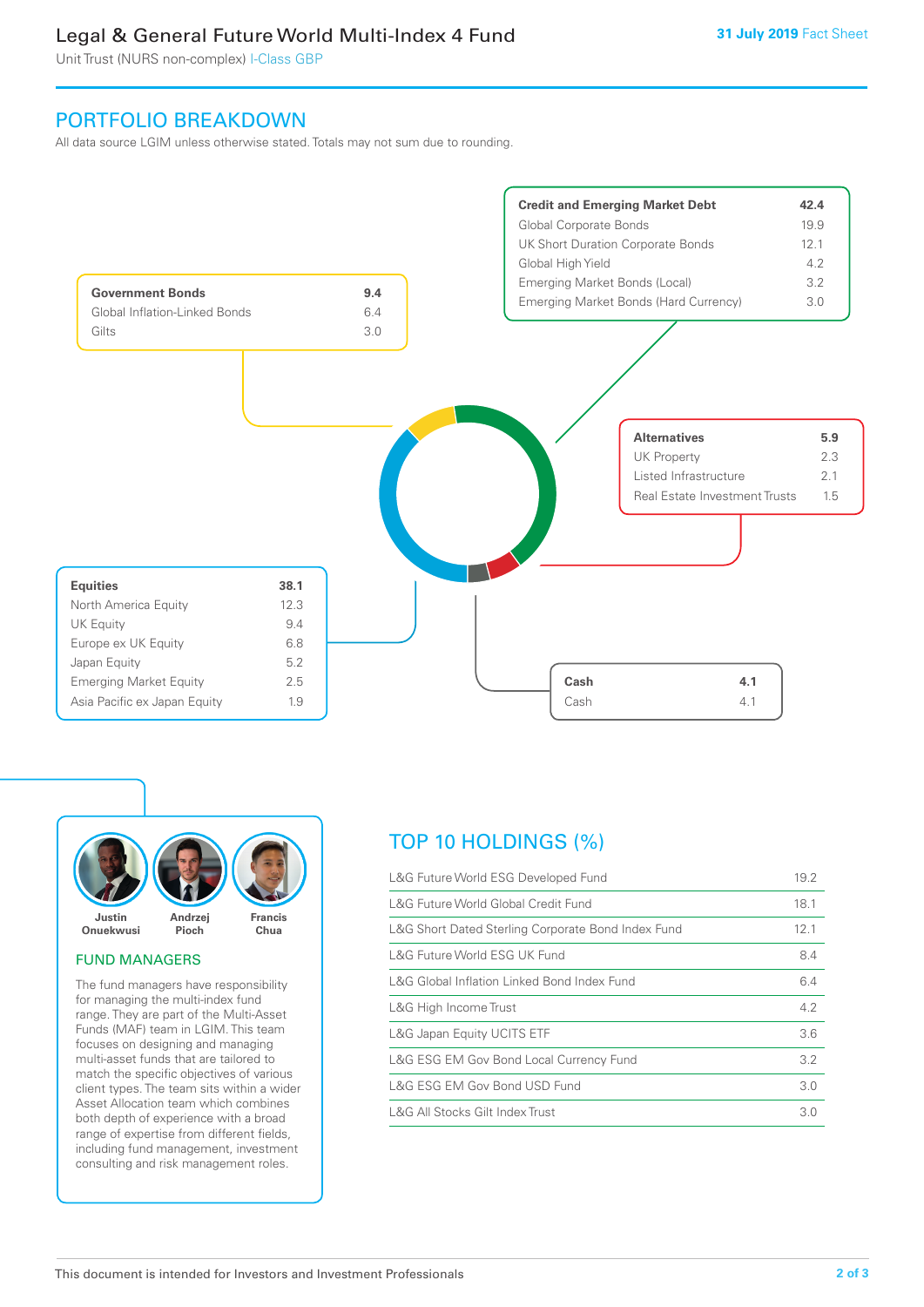# Legal & General Future World Multi-Index 4 Fund

Unit Trust (NURS non-complex) I-Class GBP

**31 July 2019** Fact Sheet

## PORTFOLIO BREAKDOWN

All data source LGIM unless otherwise stated. Totals may not sum due to rounding.

| **Credit and Emerging Market Debt** | **42.4** |
|---|---|
| Global Corporate Bonds | 19.9 |
| UK Short Duration Corporate Bonds | 12.1 |
| Global High Yield | 4.2 |
| Emerging Market Bonds (Local) | 3.2 |
| Emerging Market Bonds (Hard Currency) | 3.0 |

| **Government Bonds** | **9.4** |
|---|---|
| Global Inflation-Linked Bonds | 6.4 |
| Gilts | 3.0 |

| **Alternatives** | **5.9** |
|---|---|
| UK Property | 2.3 |
| Listed Infrastructure | 2.1 |
| Real Estate Investment Trusts | 1.5 |

| **Equities** | **38.1** |
|---|---|
| North America Equity | 12.3 |
| UK Equity | 9.4 |
| Europe ex UK Equity | 6.8 |
| Japan Equity | 5.2 |
| Emerging Market Equity | 2.5 |
| Asia Pacific ex Japan Equity | 1.9 |

| **Cash** | **4.1** |
|---|---|
| Cash | 4.1 |

Justin Onuekwusi, Andrzej Pioch, Francis Chua

## FUND MANAGERS

The fund managers have responsibility for managing the multi-index fund range. They are part of the Multi-Asset Funds (MAF) team in LGIM. This team focuses on designing and managing multi-asset funds that are tailored to match the specific objectives of various client types. The team sits within a wider Asset Allocation team which combines both depth of experience with a broad range of expertise from different fields, including fund management, investment consulting and risk management roles.

## TOP 10 HOLDINGS (%)

| Holding | % |
|---|---|
| L&G Future World ESG Developed Fund | 19.2 |
| L&G Future World Global Credit Fund | 18.1 |
| L&G Short Dated Sterling Corporate Bond Index Fund | 12.1 |
| L&G Future World ESG UK Fund | 8.4 |
| L&G Global Inflation Linked Bond Index Fund | 6.4 |
| L&G High Income Trust | 4.2 |
| L&G Japan Equity UCITS ETF | 3.6 |
| L&G ESG EM Gov Bond Local Currency Fund | 3.2 |
| L&G ESG EM Gov Bond USD Fund | 3.0 |
| L&G All Stocks Gilt Index Trust | 3.0 |

This document is intended for Investors and Investment Professionals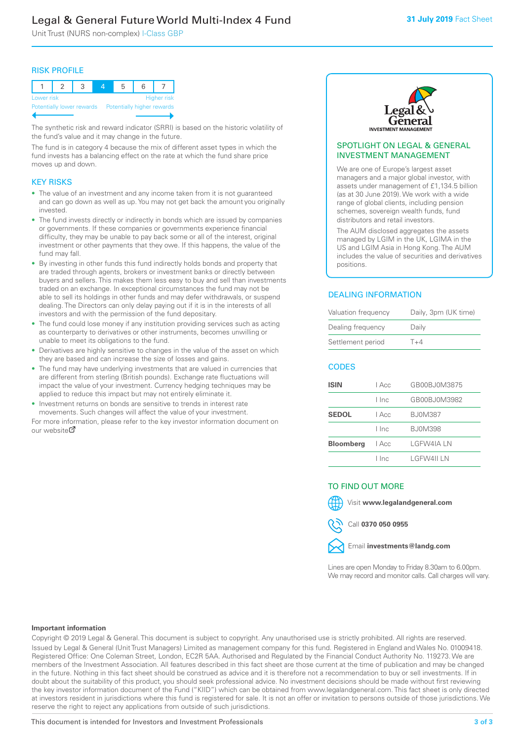# Legal & General Future World Multi-Index 4 Fund

Unit Trust (NURS non-complex) I-Class GBP

**31 July 2019** Fact Sheet

## RISK PROFILE

| 1 | 2 | 3 | 4 | 5 | 6 | 7 |
|---|---|---|---|---|---|---|

Lower risk — Higher risk

Potentially lower rewards — Potentially higher rewards

The synthetic risk and reward indicator (SRRI) is based on the historic volatility of the fund's value and it may change in the future.

The fund is in category 4 because the mix of different asset types in which the fund invests has a balancing effect on the rate at which the fund share price moves up and down.

## KEY RISKS

- The value of an investment and any income taken from it is not guaranteed and can go down as well as up. You may not get back the amount you originally invested.
- The fund invests directly or indirectly in bonds which are issued by companies or governments. If these companies or governments experience financial difficulty, they may be unable to pay back some or all of the interest, original investment or other payments that they owe. If this happens, the value of the fund may fall.
- By investing in other funds this fund indirectly holds bonds and property that are traded through agents, brokers or investment banks or directly between buyers and sellers. This makes them less easy to buy and sell than investments traded on an exchange. In exceptional circumstances the fund may not be able to sell its holdings in other funds and may defer withdrawals, or suspend dealing. The Directors can only delay paying out if it is in the interests of all investors and with the permission of the fund depositary.
- The fund could lose money if any institution providing services such as acting as counterparty to derivatives or other instruments, becomes unwilling or unable to meet its obligations to the fund.
- Derivatives are highly sensitive to changes in the value of the asset on which they are based and can increase the size of losses and gains.
- The fund may have underlying investments that are valued in currencies that are different from sterling (British pounds). Exchange rate fluctuations will impact the value of your investment. Currency hedging techniques may be applied to reduce this impact but may not entirely eliminate it.
- Investment returns on bonds are sensitive to trends in interest rate movements. Such changes will affect the value of your investment.

For more information, please refer to the key investor information document on our website

## SPOTLIGHT ON LEGAL & GENERAL INVESTMENT MANAGEMENT

We are one of Europe's largest asset managers and a major global investor, with assets under management of £1,134.5 billion (as at 30 June 2019). We work with a wide range of global clients, including pension schemes, sovereign wealth funds, fund distributors and retail investors.

The AUM disclosed aggregates the assets managed by LGIM in the UK, LGIMA in the US and LGIM Asia in Hong Kong. The AUM includes the value of securities and derivatives positions.

## DEALING INFORMATION

| | |
|---|---|
| Valuation frequency | Daily, 3pm (UK time) |
| Dealing frequency | Daily |
| Settlement period | T+4 |

## CODES

| | | |
|---|---|---|
| **ISIN** | I Acc | GB00BJ0M3875 |
| | I Inc | GB00BJ0M3982 |
| **SEDOL** | I Acc | BJ0M387 |
| | I Inc | BJ0M398 |
| **Bloomberg** | I Acc | LGFW4IA LN |
| | I Inc | LGFW4II LN |

## TO FIND OUT MORE

Visit **www.legalandgeneral.com**

Call **0370 050 0955**

Email **investments@landg.com**

Lines are open Monday to Friday 8.30am to 6.00pm. We may record and monitor calls. Call charges will vary.

**Important information**

Copyright © 2019 Legal & General. This document is subject to copyright. Any unauthorised use is strictly prohibited. All rights are reserved. Issued by Legal & General (Unit Trust Managers) Limited as management company for this fund. Registered in England and Wales No. 01009418. Registered Office: One Coleman Street, London, EC2R 5AA. Authorised and Regulated by the Financial Conduct Authority No. 119273. We are members of the Investment Association. All features described in this fact sheet are those current at the time of publication and may be changed in the future. Nothing in this fact sheet should be construed as advice and it is therefore not a recommendation to buy or sell investments. If in doubt about the suitability of this product, you should seek professional advice. No investment decisions should be made without first reviewing the key investor information document of the Fund ("KIID") which can be obtained from www.legalandgeneral.com. This fact sheet is only directed at investors resident in jurisdictions where this fund is registered for sale. It is not an offer or invitation to persons outside of those jurisdictions. We reserve the right to reject any applications from outside of such jurisdictions.

This document is intended for Investors and Investment Professionals